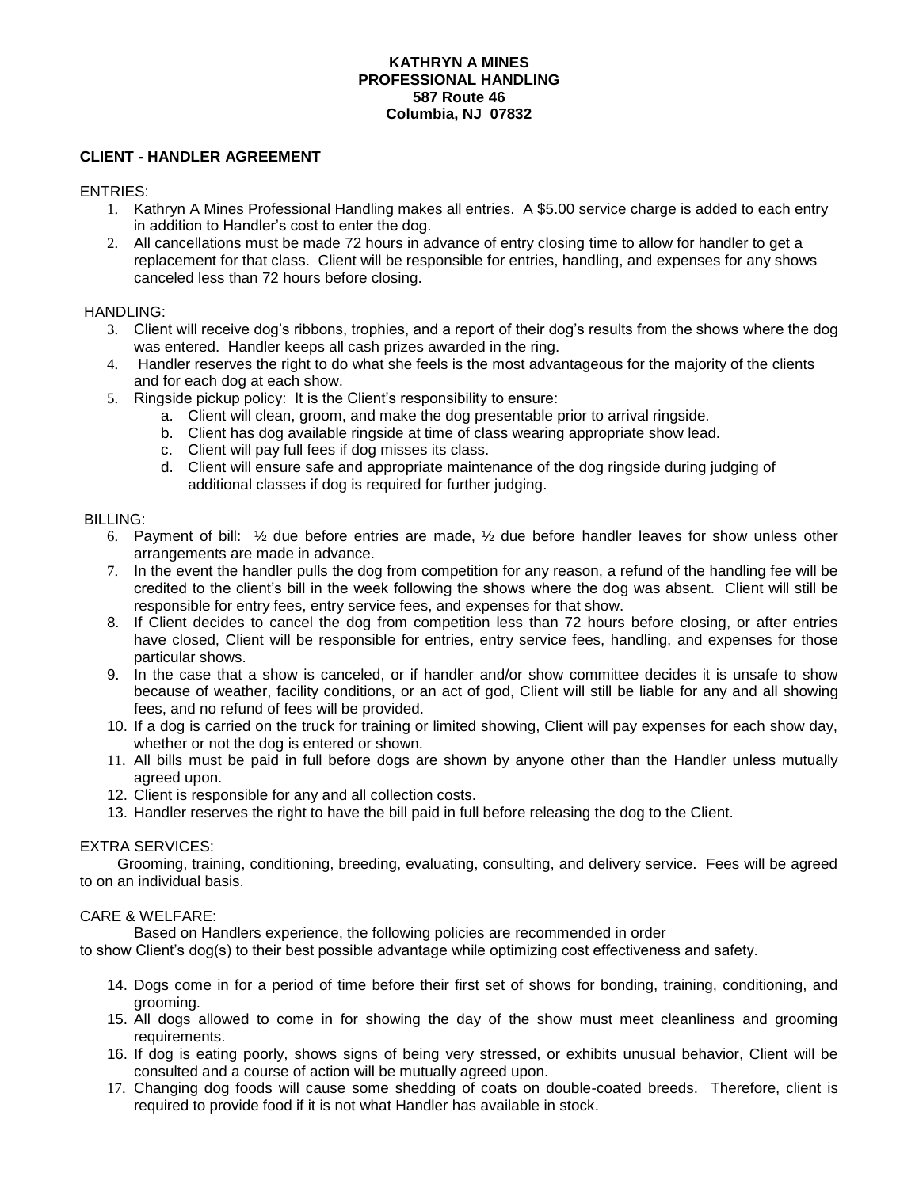**KATHRYN A MINES**
**PROFESSIONAL HANDLING**
**587 Route 46**
**Columbia, NJ 07832**

**CLIENT - HANDLER AGREEMENT**

ENTRIES:

1. Kathryn A Mines Professional Handling makes all entries. A $5.00 service charge is added to each entry in addition to Handler's cost to enter the dog.
2. All cancellations must be made 72 hours in advance of entry closing time to allow for handler to get a replacement for that class. Client will be responsible for entries, handling, and expenses for any shows canceled less than 72 hours before closing.

HANDLING:

3. Client will receive dog's ribbons, trophies, and a report of their dog's results from the shows where the dog was entered. Handler keeps all cash prizes awarded in the ring.
4. Handler reserves the right to do what she feels is the most advantageous for the majority of the clients and for each dog at each show.
5. Ringside pickup policy: It is the Client's responsibility to ensure:
    a. Client will clean, groom, and make the dog presentable prior to arrival ringside.
    b. Client has dog available ringside at time of class wearing appropriate show lead.
    c. Client will pay full fees if dog misses its class.
    d. Client will ensure safe and appropriate maintenance of the dog ringside during judging of additional classes if dog is required for further judging.

BILLING:

6. Payment of bill: ½ due before entries are made, ½ due before handler leaves for show unless other arrangements are made in advance.
7. In the event the handler pulls the dog from competition for any reason, a refund of the handling fee will be credited to the client's bill in the week following the shows where the dog was absent. Client will still be responsible for entry fees, entry service fees, and expenses for that show.
8. If Client decides to cancel the dog from competition less than 72 hours before closing, or after entries have closed, Client will be responsible for entries, entry service fees, handling, and expenses for those particular shows.
9. In the case that a show is canceled, or if handler and/or show committee decides it is unsafe to show because of weather, facility conditions, or an act of god, Client will still be liable for any and all showing fees, and no refund of fees will be provided.
10. If a dog is carried on the truck for training or limited showing, Client will pay expenses for each show day, whether or not the dog is entered or shown.
11. All bills must be paid in full before dogs are shown by anyone other than the Handler unless mutually agreed upon.
12. Client is responsible for any and all collection costs.
13. Handler reserves the right to have the bill paid in full before releasing the dog to the Client.

EXTRA SERVICES:

Grooming, training, conditioning, breeding, evaluating, consulting, and delivery service. Fees will be agreed to on an individual basis.

CARE & WELFARE:

Based on Handlers experience, the following policies are recommended in order to show Client's dog(s) to their best possible advantage while optimizing cost effectiveness and safety.

14. Dogs come in for a period of time before their first set of shows for bonding, training, conditioning, and grooming.
15. All dogs allowed to come in for showing the day of the show must meet cleanliness and grooming requirements.
16. If dog is eating poorly, shows signs of being very stressed, or exhibits unusual behavior, Client will be consulted and a course of action will be mutually agreed upon.
17. Changing dog foods will cause some shedding of coats on double-coated breeds. Therefore, client is required to provide food if it is not what Handler has available in stock.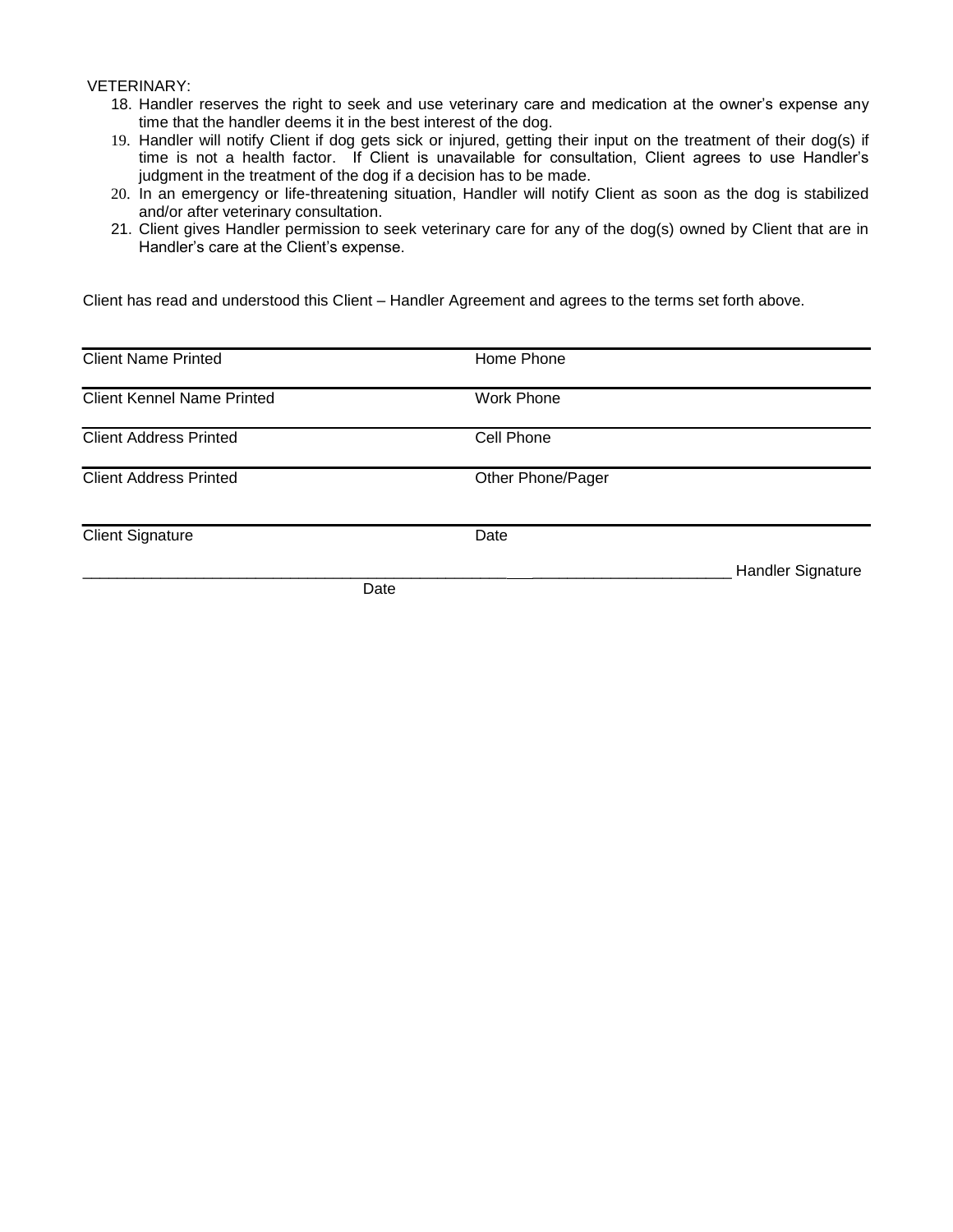VETERINARY:

18. Handler reserves the right to seek and use veterinary care and medication at the owner's expense any time that the handler deems it in the best interest of the dog.
19. Handler will notify Client if dog gets sick or injured, getting their input on the treatment of their dog(s) if time is not a health factor. If Client is unavailable for consultation, Client agrees to use Handler's judgment in the treatment of the dog if a decision has to be made.
20. In an emergency or life-threatening situation, Handler will notify Client as soon as the dog is stabilized and/or after veterinary consultation.
21. Client gives Handler permission to seek veterinary care for any of the dog(s) owned by Client that are in Handler's care at the Client's expense.

Client has read and understood this Client – Handler Agreement and agrees to the terms set forth above.

| | |
|---|---|
| Client Name Printed | Home Phone |
| Client Kennel Name Printed | Work Phone |
| Client Address Printed | Cell Phone |
| Client Address Printed | Other Phone/Pager |
| Client Signature | Date |

_____________________________________________________________________________ Handler Signature

Date